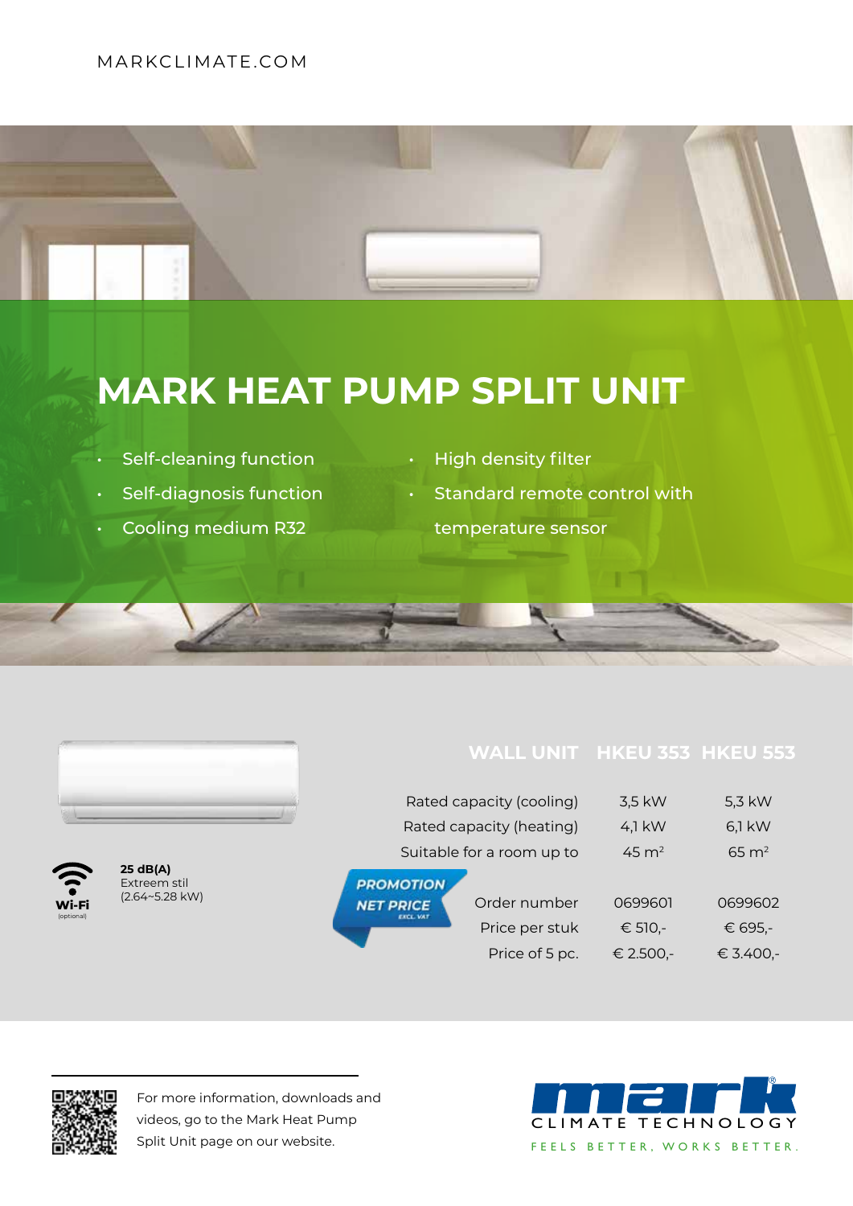MARKCLIMATE.COM

# MARK HEAT PUMP SPLIT UNIT

- Self-cleaning function
- Self-diagnosis function
- Cooling medium R32
- High density filter
- Standard remote control with temperature sensor

Wi-Fi (optional)

**25 dB(A)**
Extreem stil
(2.64~5.28 kW)

| WALL UNIT | HKEU 353 | HKEU 553 |
|---|---|---|
| Rated capacity (cooling) | 3,5 kW | 5,3 kW |
| Rated capacity (heating) | 4,1 kW | 6,1 kW |
| Suitable for a room up to | 45 m² | 65 m² |
| Order number | 0699601 | 0699602 |
| Price per stuk | € 510,- | € 695,- |
| Price of 5 pc. | € 2.500,- | € 3.400,- |

PROMOTION NET PRICE EXCL. VAT

For more information, downloads and videos, go to the Mark Heat Pump Split Unit page on our website.

mark® CLIMATE TECHNOLOGY
FEELS BETTER, WORKS BETTER.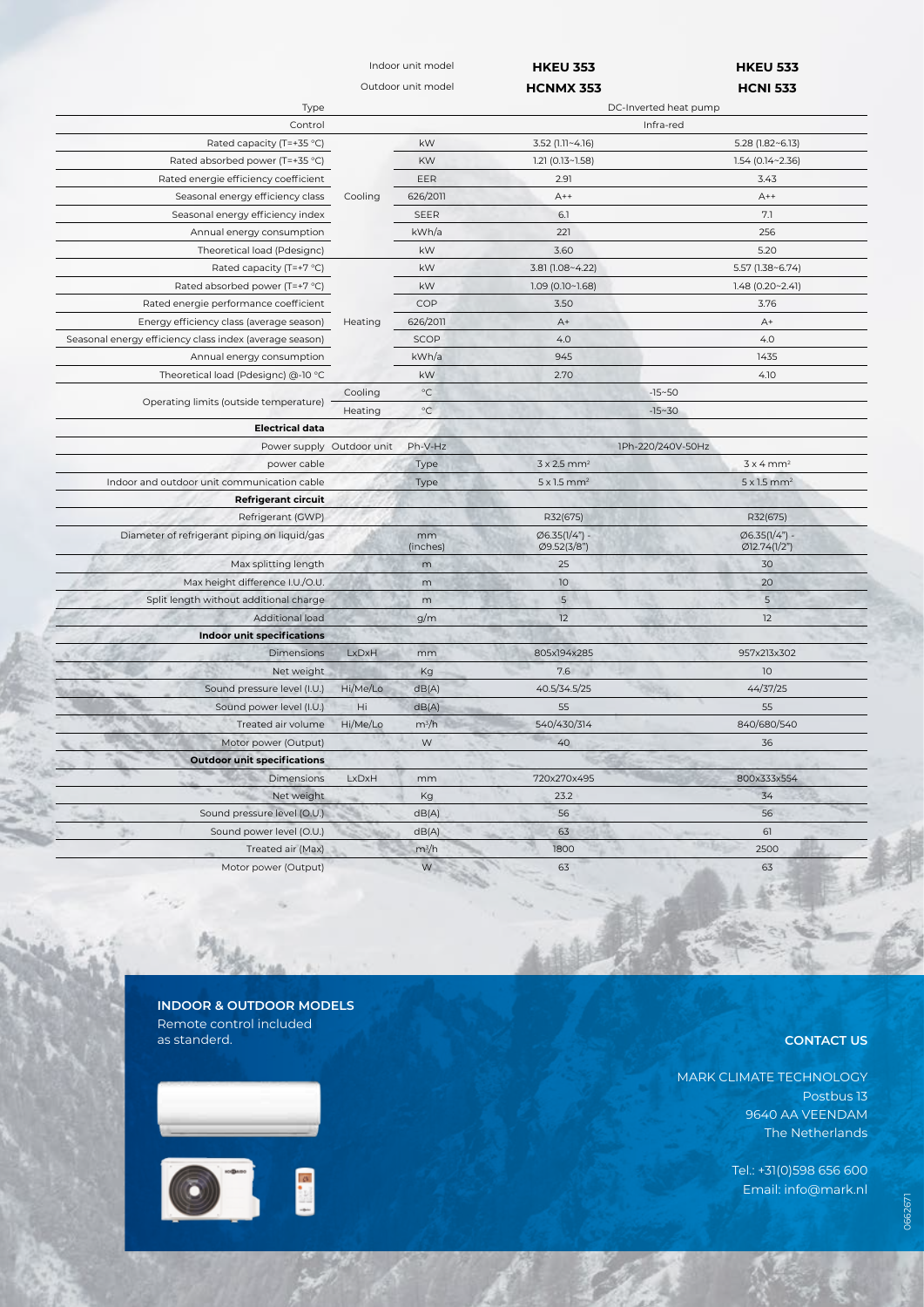| | | Indoor unit model | HKEU 353 | HKEU 533 |
|---|---|---|---|---|
| | | Outdoor unit model | HCNMX 353 | HCNI 533 |
| Type | | | DC-Inverted heat pump | |
| Control | | | Infra-red | |
| Rated capacity (T=+35 °C) | Cooling | kW | 3.52 (1.11~4.16) | 5.28 (1.82~6.13) |
| Rated absorbed power (T=+35 °C) | Cooling | KW | 1.21 (0.13~1.58) | 1.54 (0.14~2.36) |
| Rated energie efficiency coefficient | Cooling | EER | 2.91 | 3.43 |
| Seasonal energy efficiency class | Cooling | 626/2011 | A++ | A++ |
| Seasonal energy efficiency index | Cooling | SEER | 6.1 | 7.1 |
| Annual energy consumption | Cooling | kWh/a | 221 | 256 |
| Theoretical load (Pdesignc) | Cooling | kW | 3.60 | 5.20 |
| Rated capacity (T=+7 °C) | Heating | kW | 3.81 (1.08~4.22) | 5.57 (1.38~6.74) |
| Rated absorbed power (T=+7 °C) | Heating | kW | 1.09 (0.10~1.68) | 1.48 (0.20~2.41) |
| Rated energie performance coefficient | Heating | COP | 3.50 | 3.76 |
| Energy efficiency class (average season) | Heating | 626/2011 | A+ | A+ |
| Seasonal energy efficiency class index (average season) | Heating | SCOP | 4.0 | 4.0 |
| Annual energy consumption | Heating | kWh/a | 945 | 1435 |
| Theoretical load (Pdesignc) @-10 °C | Heating | kW | 2.70 | 4.10 |
| Operating limits (outside temperature) | Cooling | °C | -15~50 | |
| | Heating | °C | -15~30 | |
| **Electrical data** | | | | |
| Power supply | Outdoor unit | Ph-V-Hz | 1Ph-220/240V-50Hz | |
| power cable | | Type | 3 x 2.5 mm² | 3 x 4 mm² |
| Indoor and outdoor unit communication cable | | Type | 5 x 1.5 mm² | 5 x 1.5 mm² |
| **Refrigerant circuit** | | | | |
| Refrigerant (GWP) | | | R32(675) | R32(675) |
| Diameter of refrigerant piping on liquid/gas | | mm (inches) | Ø6.35(1/4") - Ø9.52(3/8") | Ø6.35(1/4") - Ø12.74(1/2") |
| Max splitting length | | m | 25 | 30 |
| Max height difference I.U./O.U. | | m | 10 | 20 |
| Split length without additional charge | | m | 5 | 5 |
| Additional load | | g/m | 12 | 12 |
| **Indoor unit specifications** | | | | |
| Dimensions | LxDxH | mm | 805x194x285 | 957x213x302 |
| Net weight | | Kg | 7.6 | 10 |
| Sound pressure level (I.U.) | Hi/Me/Lo | dB(A) | 40.5/34.5/25 | 44/37/25 |
| Sound power level (I.U.) | Hi | dB(A) | 55 | 55 |
| Treated air volume | Hi/Me/Lo | m³/h | 540/430/314 | 840/680/540 |
| Motor power (Output) | | W | 40 | 36 |
| **Outdoor unit specifications** | | | | |
| Dimensions | LxDxH | mm | 720x270x495 | 800x333x554 |
| Net weight | | Kg | 23.2 | 34 |
| Sound pressure level (O.U.) | | dB(A) | 56 | 56 |
| Sound power level (O.U.) | | dB(A) | 63 | 61 |
| Treated air (Max) | | m³/h | 1800 | 2500 |
| Motor power (Output) | | W | 63 | 63 |

**INDOOR & OUTDOOR MODELS**

Remote control included as standerd.

**CONTACT US**

MARK CLIMATE TECHNOLOGY
Postbus 13
9640 AA VEENDAM
The Netherlands

Tel.: +31(0)598 656 600
Email: info@mark.nl

0662671